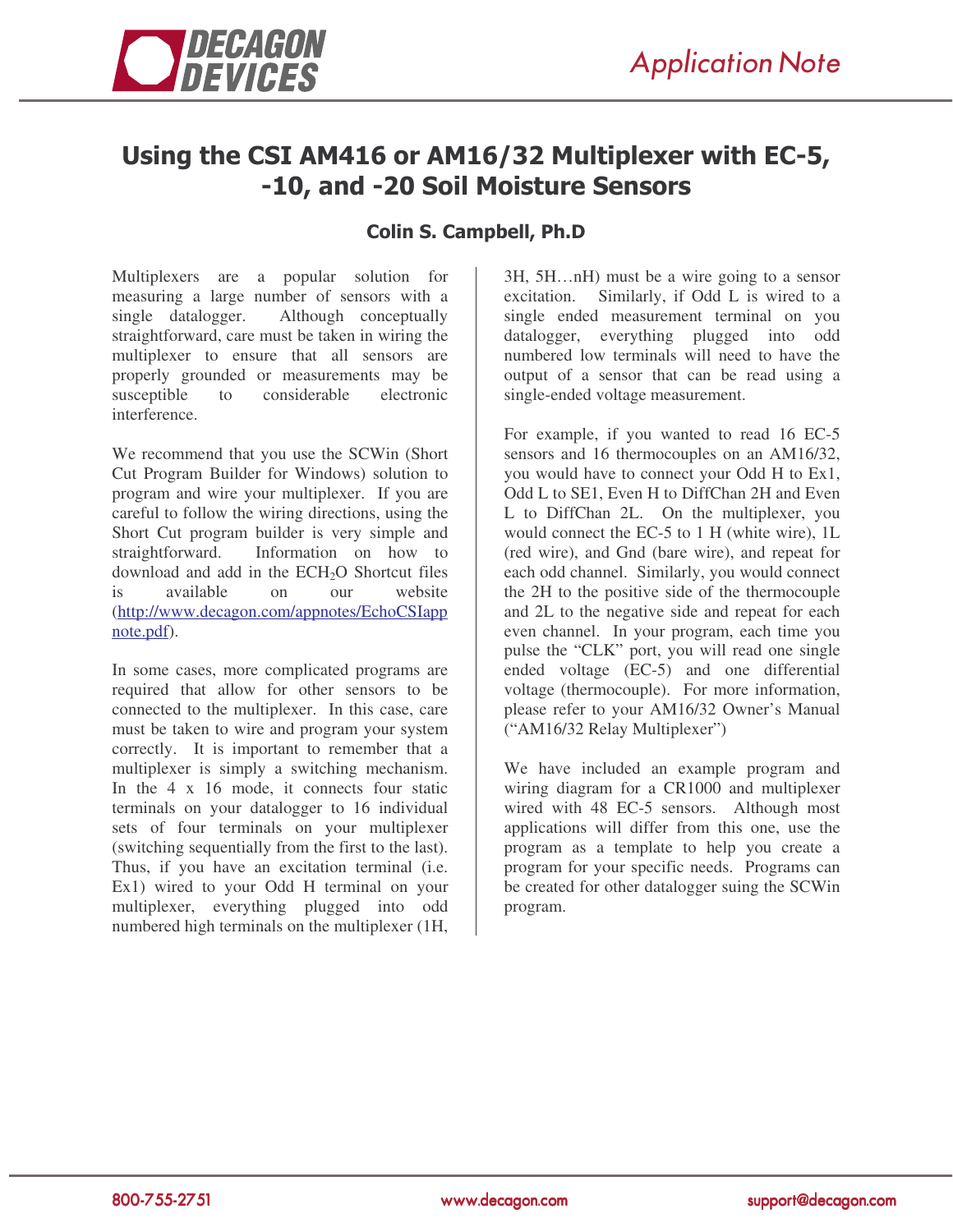# Using the CSI AM416 or AM16/32 Multiplexer with EC-5, -10, and -20 Soil Moisture Sensors

### Colin S. Campbell, Ph.D

Multiplexers are a popular solution for measuring a large number of sensors with a single datalogger. Although conceptually straightforward, care must be taken in wiring the multiplexer to ensure that all sensors are properly grounded or measurements may be susceptible to considerable electronic interference.

We recommend that you use the SCWin (Short Cut Program Builder for Windows) solution to program and wire your multiplexer. If you are careful to follow the wiring directions, using the Short Cut program builder is very simple and straightforward. Information on how to download and add in the ECH$_2$O Shortcut files is available on our website ([http://www.decagon.com/appnotes/EchoCSIappnote.pdf](http://www.decagon.com/appnotes/EchoCSIappnote.pdf)).

In some cases, more complicated programs are required that allow for other sensors to be connected to the multiplexer. In this case, care must be taken to wire and program your system correctly. It is important to remember that a multiplexer is simply a switching mechanism. In the 4 x 16 mode, it connects four static terminals on your datalogger to 16 individual sets of four terminals on your multiplexer (switching sequentially from the first to the last). Thus, if you have an excitation terminal (i.e. Ex1) wired to your Odd H terminal on your multiplexer, everything plugged into odd numbered high terminals on the multiplexer (1H, 3H, 5H…nH) must be a wire going to a sensor excitation. Similarly, if Odd L is wired to a single ended measurement terminal on you datalogger, everything plugged into odd numbered low terminals will need to have the output of a sensor that can be read using a single-ended voltage measurement.

For example, if you wanted to read 16 EC-5 sensors and 16 thermocouples on an AM16/32, you would have to connect your Odd H to Ex1, Odd L to SE1, Even H to DiffChan 2H and Even L to DiffChan 2L. On the multiplexer, you would connect the EC-5 to 1 H (white wire), 1L (red wire), and Gnd (bare wire), and repeat for each odd channel. Similarly, you would connect the 2H to the positive side of the thermocouple and 2L to the negative side and repeat for each even channel. In your program, each time you pulse the "CLK" port, you will read one single ended voltage (EC-5) and one differential voltage (thermocouple). For more information, please refer to your AM16/32 Owner's Manual ("AM16/32 Relay Multiplexer")

We have included an example program and wiring diagram for a CR1000 and multiplexer wired with 48 EC-5 sensors. Although most applications will differ from this one, use the program as a template to help you create a program for your specific needs. Programs can be created for other datalogger suing the SCWin program.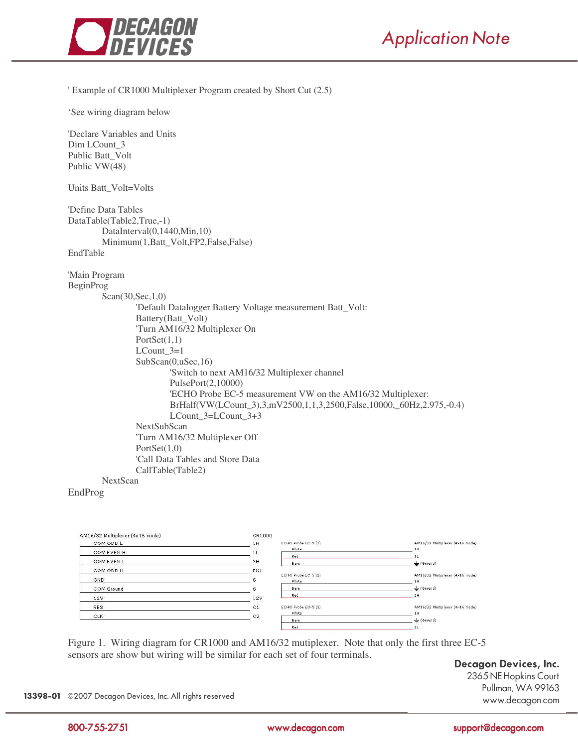```
' Example of CR1000 Multiplexer Program created by Short Cut (2.5)

'See wiring diagram below

'Declare Variables and Units
Dim LCount_3
Public Batt_Volt
Public VW(48)

Units Batt_Volt=Volts

'Define Data Tables
DataTable(Table2,True,-1)
        DataInterval(0,1440,Min,10)
        Minimum(1,Batt_Volt,FP2,False,False)
EndTable

'Main Program
BeginProg
        Scan(30,Sec,1,0)
                'Default Datalogger Battery Voltage measurement Batt_Volt:
                Battery(Batt_Volt)
                'Turn AM16/32 Multiplexer On
                PortSet(1,1)
                LCount_3=1
                SubScan(0,uSec,16)
                        'Switch to next AM16/32 Multiplexer channel
                        PulsePort(2,10000)
                        'ECHO Probe EC-5 measurement VW on the AM16/32 Multiplexer:
                        BrHalf(VW(LCount_3),3,mV2500,1,1,3,2500,False,10000,_60Hz,2.975,-0.4)
                        LCount_3=LCount_3+3
                NextSubScan
                'Turn AM16/32 Multiplexer Off
                PortSet(1,0)
                'Call Data Tables and Store Data
                CallTable(Table2)
        NextScan
EndProg
```

| AM16/32 Multiplexer (4x16 mode) | CR1000 |
|---|---|
| COM ODD L | 1H |
| COM EVEN H | 1L |
| COM EVEN L | 2H |
| COM ODD H | EX1 |
| GND | G |
| COM Ground | G |
| 12V | 12V |
| RES | C1 |
| CLK | C2 |

| ECHO Probe EC-5 (1) | AM16/32 Multiplexer (4x16 mode) |
|---|---|
| White | 1H |
| Red | 1L |
| Bare | ⏚ (Ground) |

| ECHO Probe EC-5 (2) | AM16/32 Multiplexer (4x16 mode) |
|---|---|
| White | 1H |
| Bare | ⏚ (Ground) |
| Red | 2H |

| ECHO Probe EC-5 (3) | AM16/32 Multiplexer (4x16 mode) |
|---|---|
| White | 1H |
| Bare | ⏚ (Ground) |
| Red | 2L |

Figure 1. Wiring diagram for CR1000 and AM16/32 mutiplexer. Note that only the first three EC-5 sensors are show but wiring will be similar for each set of four terminals.

**Decagon Devices, Inc.**
2365 NE Hopkins Court
Pullman, WA 99163
www.decagon.com

**13398-01** ©2007 Decagon Devices, Inc. All rights reserved

800-755-2751 www.decagon.com support@decagon.com